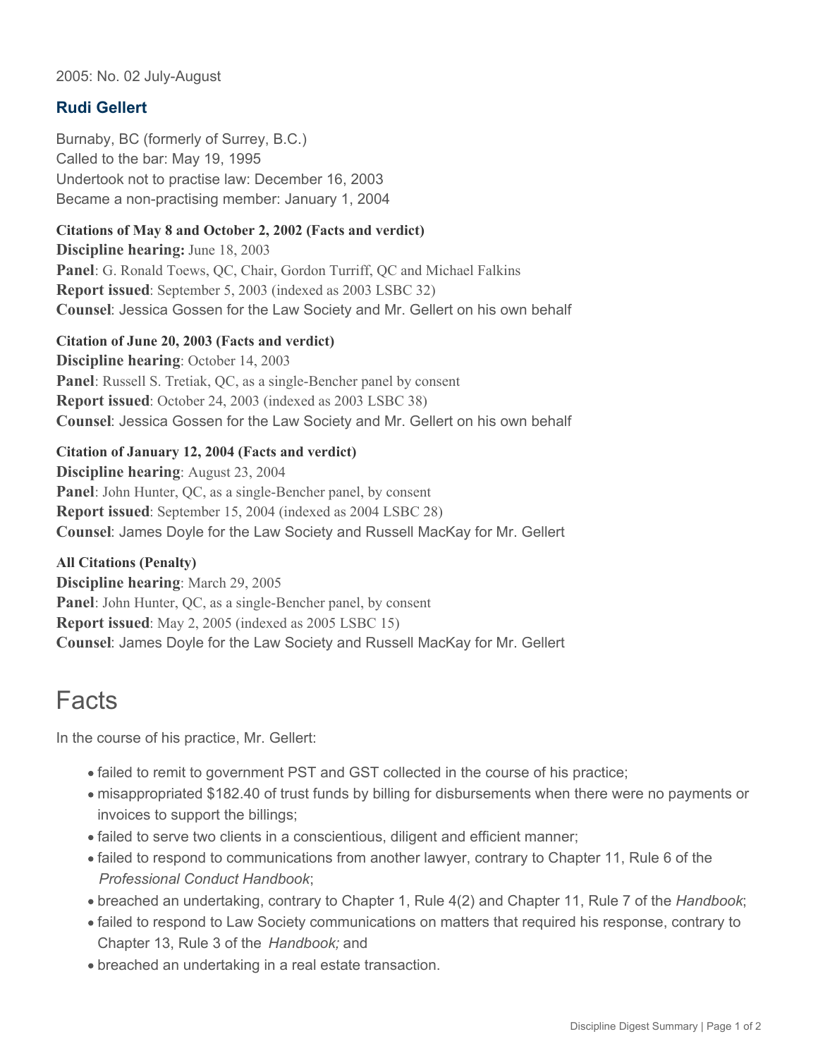2005: No. 02 July-August

## Rudi Gellert

Burnaby, BC (formerly of Surrey, B.C.)
Called to the bar: May 19, 1995
Undertook not to practise law: December 16, 2003
Became a non-practising member: January 1, 2004

**Citations of May 8 and October 2, 2002 (Facts and verdict)**
**Discipline hearing:** June 18, 2003
**Panel**: G. Ronald Toews, QC, Chair, Gordon Turriff, QC and Michael Falkins
**Report issued**: September 5, 2003 (indexed as 2003 LSBC 32)
**Counsel**: Jessica Gossen for the Law Society and Mr. Gellert on his own behalf

**Citation of June 20, 2003 (Facts and verdict)**
**Discipline hearing**: October 14, 2003
**Panel**: Russell S. Tretiak, QC, as a single-Bencher panel by consent
**Report issued**: October 24, 2003 (indexed as 2003 LSBC 38)
**Counsel**: Jessica Gossen for the Law Society and Mr. Gellert on his own behalf

**Citation of January 12, 2004 (Facts and verdict)**
**Discipline hearing**: August 23, 2004
**Panel**: John Hunter, QC, as a single-Bencher panel, by consent
**Report issued**: September 15, 2004 (indexed as 2004 LSBC 28)
**Counsel**: James Doyle for the Law Society and Russell MacKay for Mr. Gellert

**All Citations (Penalty)**
**Discipline hearing**: March 29, 2005
**Panel**: John Hunter, QC, as a single-Bencher panel, by consent
**Report issued**: May 2, 2005 (indexed as 2005 LSBC 15)
**Counsel**: James Doyle for the Law Society and Russell MacKay for Mr. Gellert

# Facts

In the course of his practice, Mr. Gellert:

- failed to remit to government PST and GST collected in the course of his practice;
- misappropriated $182.40 of trust funds by billing for disbursements when there were no payments or invoices to support the billings;
- failed to serve two clients in a conscientious, diligent and efficient manner;
- failed to respond to communications from another lawyer, contrary to Chapter 11, Rule 6 of the *Professional Conduct Handbook*;
- breached an undertaking, contrary to Chapter 1, Rule 4(2) and Chapter 11, Rule 7 of the *Handbook*;
- failed to respond to Law Society communications on matters that required his response, contrary to Chapter 13, Rule 3 of the *Handbook;* and
- breached an undertaking in a real estate transaction.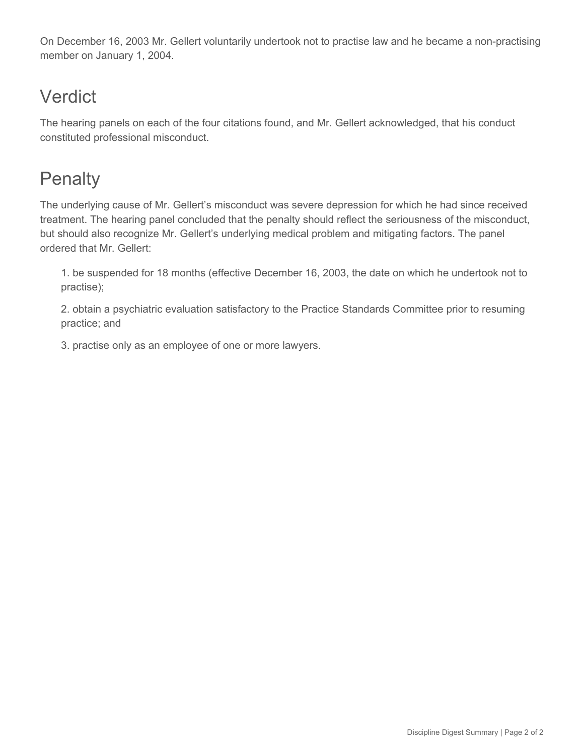On December 16, 2003 Mr. Gellert voluntarily undertook not to practise law and he became a non-practising member on January 1, 2004.

## Verdict

The hearing panels on each of the four citations found, and Mr. Gellert acknowledged, that his conduct constituted professional misconduct.

## Penalty

The underlying cause of Mr. Gellert's misconduct was severe depression for which he had since received treatment. The hearing panel concluded that the penalty should reflect the seriousness of the misconduct, but should also recognize Mr. Gellert's underlying medical problem and mitigating factors. The panel ordered that Mr. Gellert:

1. be suspended for 18 months (effective December 16, 2003, the date on which he undertook not to practise);
2. obtain a psychiatric evaluation satisfactory to the Practice Standards Committee prior to resuming practice; and
3. practise only as an employee of one or more lawyers.